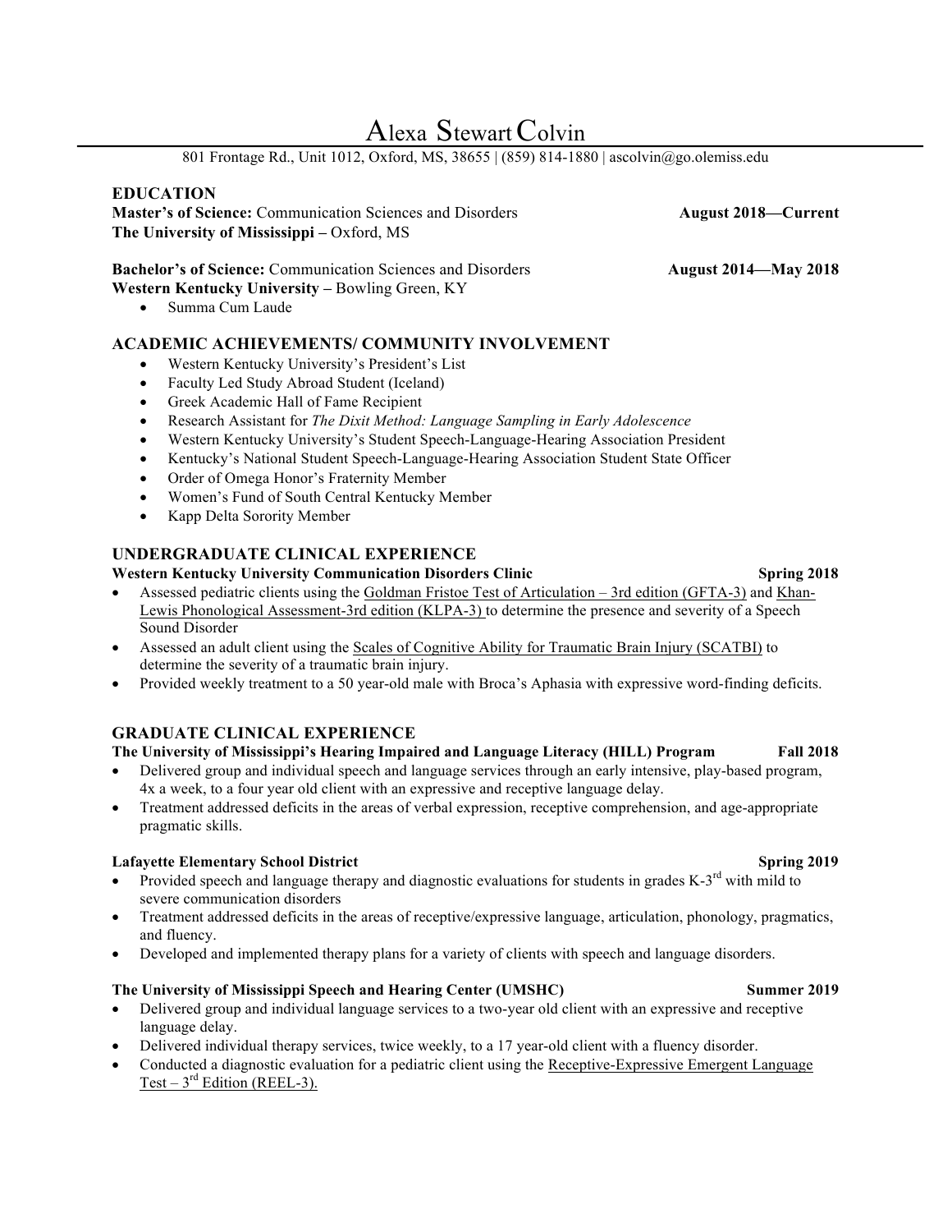# Alexa Stewart Colvin

801 Frontage Rd., Unit 1012, Oxford, MS, 38655 | (859) 814-1880 | ascolvin@go.olemiss.edu

## EDUCATION

**Master's of Science:** Communication Sciences and Disorders **August 2018—Current**
**The University of Mississippi –** Oxford, MS

**Bachelor's of Science:** Communication Sciences and Disorders **August 2014—May 2018**
**Western Kentucky University –** Bowling Green, KY

- Summa Cum Laude

## ACADEMIC ACHIEVEMENTS/ COMMUNITY INVOLVEMENT

- Western Kentucky University's President's List
- Faculty Led Study Abroad Student (Iceland)
- Greek Academic Hall of Fame Recipient
- Research Assistant for *The Dixit Method: Language Sampling in Early Adolescence*
- Western Kentucky University's Student Speech-Language-Hearing Association President
- Kentucky's National Student Speech-Language-Hearing Association Student State Officer
- Order of Omega Honor's Fraternity Member
- Women's Fund of South Central Kentucky Member
- Kapp Delta Sorority Member

## UNDERGRADUATE CLINICAL EXPERIENCE

**Western Kentucky University Communication Disorders Clinic** **Spring 2018**

- Assessed pediatric clients using the Goldman Fristoe Test of Articulation – 3rd edition (GFTA-3) and Khan-Lewis Phonological Assessment-3rd edition (KLPA-3) to determine the presence and severity of a Speech Sound Disorder
- Assessed an adult client using the Scales of Cognitive Ability for Traumatic Brain Injury (SCATBI) to determine the severity of a traumatic brain injury.
- Provided weekly treatment to a 50 year-old male with Broca's Aphasia with expressive word-finding deficits.

## GRADUATE CLINICAL EXPERIENCE

**The University of Mississippi's Hearing Impaired and Language Literacy (HILL) Program** **Fall 2018**

- Delivered group and individual speech and language services through an early intensive, play-based program, 4x a week, to a four year old client with an expressive and receptive language delay.
- Treatment addressed deficits in the areas of verbal expression, receptive comprehension, and age-appropriate pragmatic skills.

**Lafayette Elementary School District** **Spring 2019**

- Provided speech and language therapy and diagnostic evaluations for students in grades K-3rd with mild to severe communication disorders
- Treatment addressed deficits in the areas of receptive/expressive language, articulation, phonology, pragmatics, and fluency.
- Developed and implemented therapy plans for a variety of clients with speech and language disorders.

**The University of Mississippi Speech and Hearing Center (UMSHC)** **Summer 2019**

- Delivered group and individual language services to a two-year old client with an expressive and receptive language delay.
- Delivered individual therapy services, twice weekly, to a 17 year-old client with a fluency disorder.
- Conducted a diagnostic evaluation for a pediatric client using the Receptive-Expressive Emergent Language Test – 3rd Edition (REEL-3).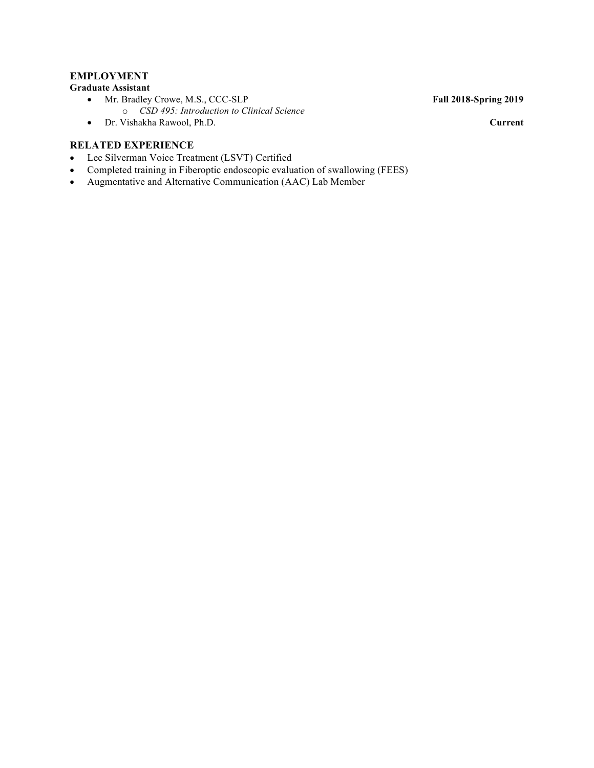## EMPLOYMENT

**Graduate Assistant**

- Mr. Bradley Crowe, M.S., CCC-SLP **Fall 2018-Spring 2019**
  - *CSD 495: Introduction to Clinical Science*
- Dr. Vishakha Rawool, Ph.D. **Current**

## RELATED EXPERIENCE

- Lee Silverman Voice Treatment (LSVT) Certified
- Completed training in Fiberoptic endoscopic evaluation of swallowing (FEES)
- Augmentative and Alternative Communication (AAC) Lab Member